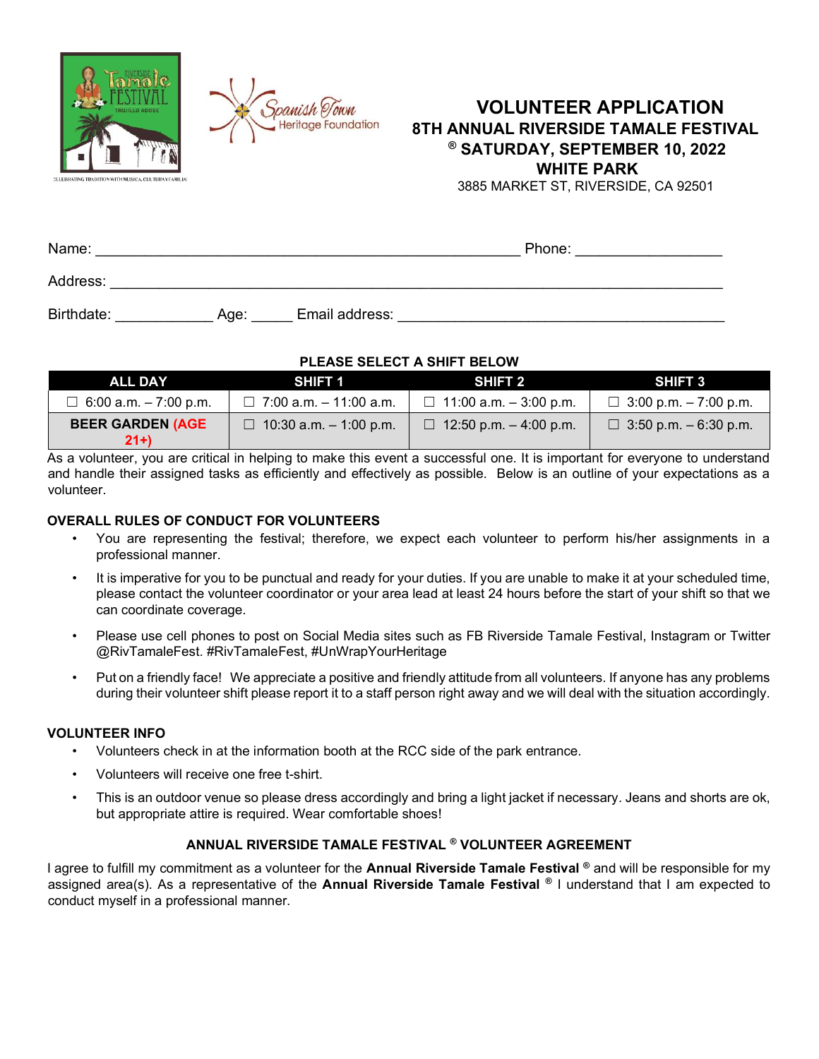# VOLUNTEER APPLICATION

## 8TH ANNUAL RIVERSIDE TAMALE FESTIVAL ® SATURDAY, SEPTEMBER 10, 2022

## WHITE PARK

3885 MARKET ST, RIVERSIDE, CA 92501

Name: ______________________________________________ Phone: ________________

Address: ____________________________________________________________________

Birthdate: ___________ Age: _____ Email address: __________________________________

**PLEASE SELECT A SHIFT BELOW**

| ALL DAY | SHIFT 1 | SHIFT 2 | SHIFT 3 |
|---|---|---|---|
| ☐ 6:00 a.m. – 7:00 p.m. | ☐ 7:00 a.m. – 11:00 a.m. | ☐ 11:00 a.m. – 3:00 p.m. | ☐ 3:00 p.m. – 7:00 p.m. |
| **BEER GARDEN (AGE 21+)** | ☐ 10:30 a.m. – 1:00 p.m. | ☐ 12:50 p.m. – 4:00 p.m. | ☐ 3:50 p.m. – 6:30 p.m. |

As a volunteer, you are critical in helping to make this event a successful one. It is important for everyone to understand and handle their assigned tasks as efficiently and effectively as possible. Below is an outline of your expectations as a volunteer.

### OVERALL RULES OF CONDUCT FOR VOLUNTEERS

- You are representing the festival; therefore, we expect each volunteer to perform his/her assignments in a professional manner.
- It is imperative for you to be punctual and ready for your duties. If you are unable to make it at your scheduled time, please contact the volunteer coordinator or your area lead at least 24 hours before the start of your shift so that we can coordinate coverage.
- Please use cell phones to post on Social Media sites such as FB Riverside Tamale Festival, Instagram or Twitter @RivTamaleFest. #RivTamaleFest, #UnWrapYourHeritage
- Put on a friendly face! We appreciate a positive and friendly attitude from all volunteers. If anyone has any problems during their volunteer shift please report it to a staff person right away and we will deal with the situation accordingly.

### VOLUNTEER INFO

- Volunteers check in at the information booth at the RCC side of the park entrance.
- Volunteers will receive one free t-shirt.
- This is an outdoor venue so please dress accordingly and bring a light jacket if necessary. Jeans and shorts are ok, but appropriate attire is required. Wear comfortable shoes!

### ANNUAL RIVERSIDE TAMALE FESTIVAL ® VOLUNTEER AGREEMENT

I agree to fulfill my commitment as a volunteer for the **Annual Riverside Tamale Festival ®** and will be responsible for my assigned area(s). As a representative of the **Annual Riverside Tamale Festival ®** I understand that I am expected to conduct myself in a professional manner.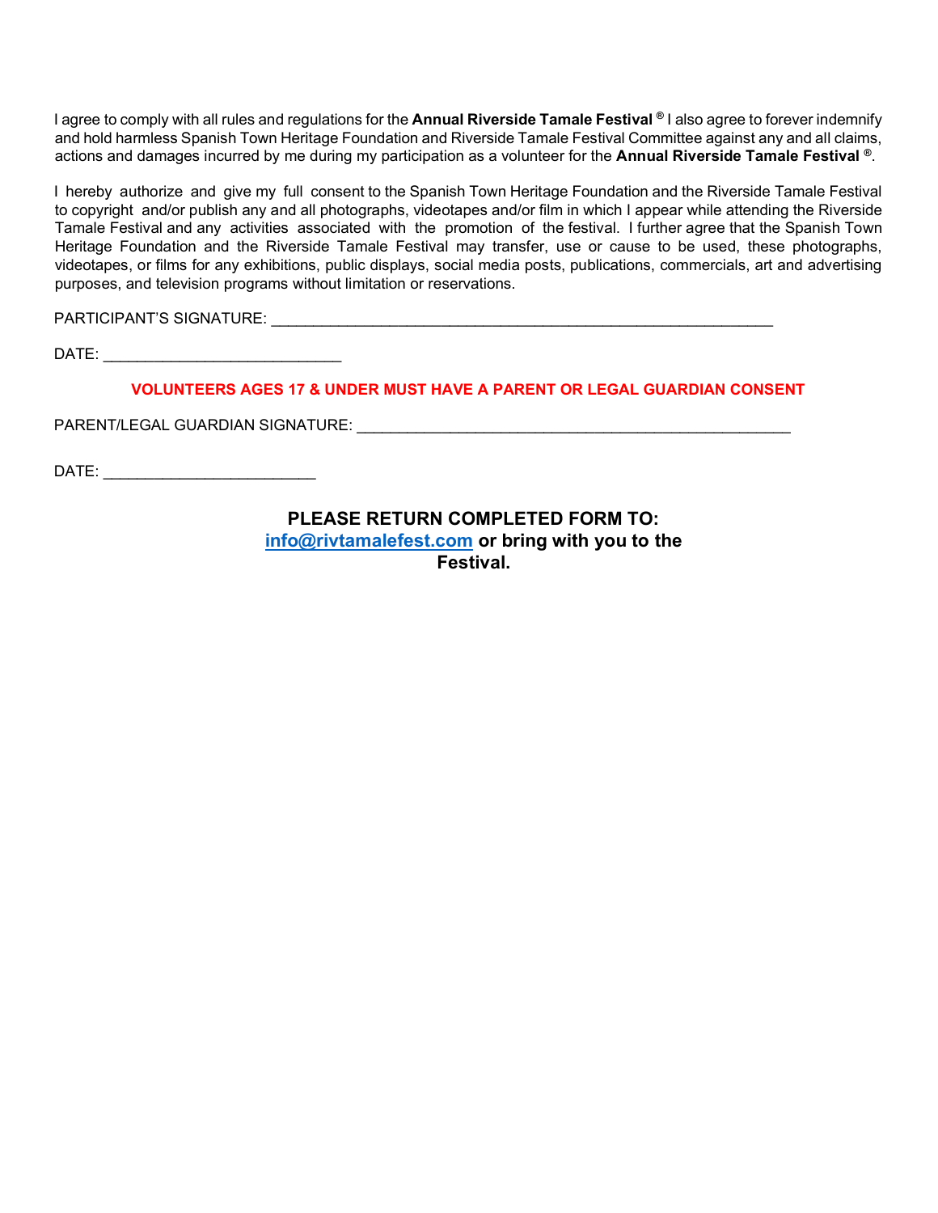I agree to comply with all rules and regulations for the **Annual Riverside Tamale Festival ®** I also agree to forever indemnify and hold harmless Spanish Town Heritage Foundation and Riverside Tamale Festival Committee against any and all claims, actions and damages incurred by me during my participation as a volunteer for the **Annual Riverside Tamale Festival ®**.

I hereby authorize and give my full consent to the Spanish Town Heritage Foundation and the Riverside Tamale Festival to copyright and/or publish any and all photographs, videotapes and/or film in which I appear while attending the Riverside Tamale Festival and any activities associated with the promotion of the festival. I further agree that the Spanish Town Heritage Foundation and the Riverside Tamale Festival may transfer, use or cause to be used, these photographs, videotapes, or films for any exhibitions, public displays, social media posts, publications, commercials, art and advertising purposes, and television programs without limitation or reservations.

PARTICIPANT'S SIGNATURE: ____________________________________________________________

DATE: ____________________________

**VOLUNTEERS AGES 17 & UNDER MUST HAVE A PARENT OR LEGAL GUARDIAN CONSENT**

PARENT/LEGAL GUARDIAN SIGNATURE: ____________________________________________________

DATE: _________________________

**PLEASE RETURN COMPLETED FORM TO:**
**info@rivtamalefest.com or bring with you to the Festival.**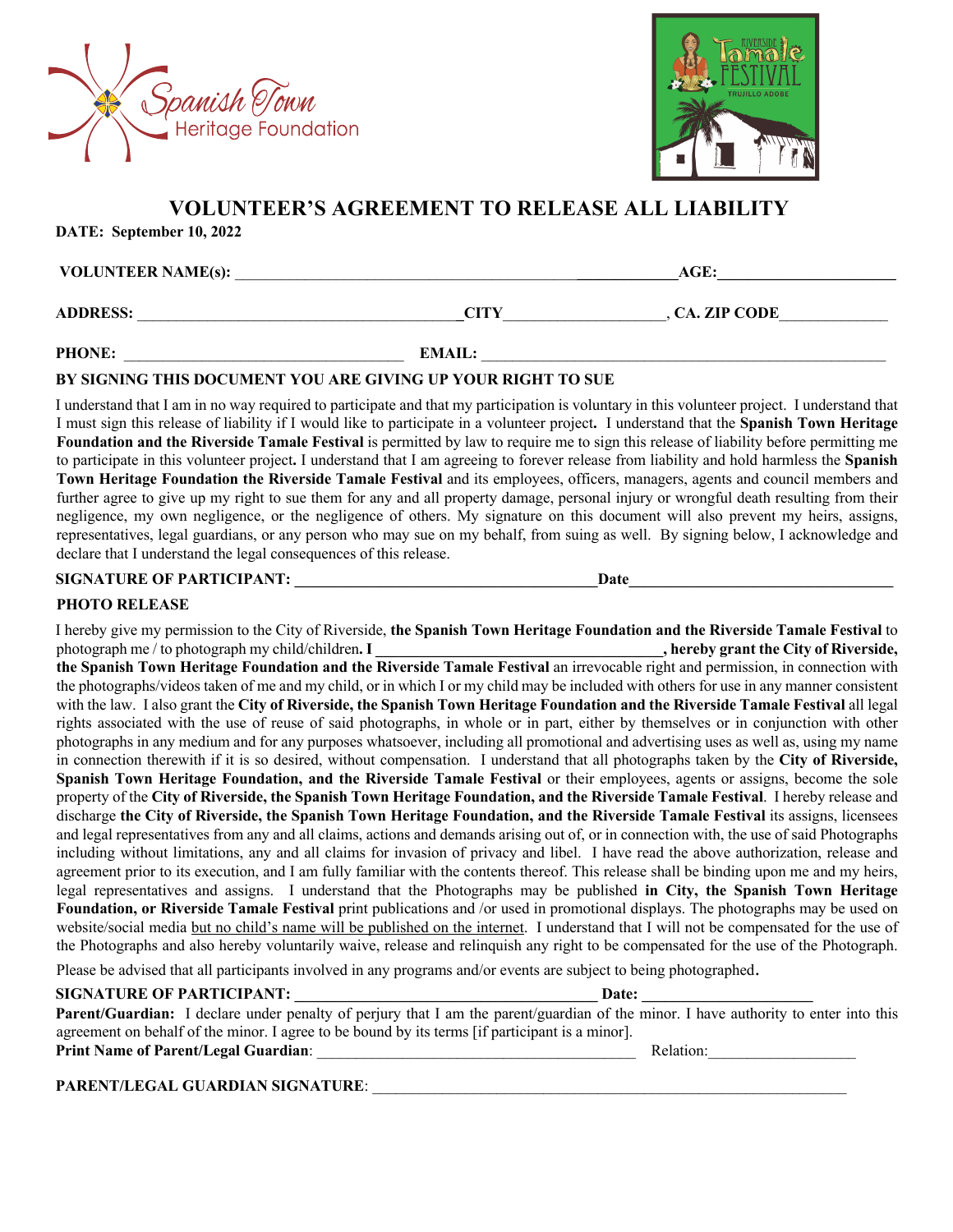# VOLUNTEER'S AGREEMENT TO RELEASE ALL LIABILITY

**DATE: September 10, 2022**

**VOLUNTEER NAME(s):** ___________________________________________________ **AGE:** ______________________

**ADDRESS:** __________________________________________ **CITY** ____________________, **CA. ZIP CODE** ______________

**PHONE:** ___________________________________ **EMAIL:** _____________________________________________________

**BY SIGNING THIS DOCUMENT YOU ARE GIVING UP YOUR RIGHT TO SUE**

I understand that I am in no way required to participate and that my participation is voluntary in this volunteer project. I understand that I must sign this release of liability if I would like to participate in a volunteer project**.** I understand that the **Spanish Town Heritage Foundation and the Riverside Tamale Festival** is permitted by law to require me to sign this release of liability before permitting me to participate in this volunteer project**.** I understand that I am agreeing to forever release from liability and hold harmless the **Spanish Town Heritage Foundation the Riverside Tamale Festival** and its employees, officers, managers, agents and council members and further agree to give up my right to sue them for any and all property damage, personal injury or wrongful death resulting from their negligence, my own negligence, or the negligence of others. My signature on this document will also prevent my heirs, assigns, representatives, legal guardians, or any person who may sue on my behalf, from suing as well. By signing below, I acknowledge and declare that I understand the legal consequences of this release.

**SIGNATURE OF PARTICIPANT:** ______________________________________ **Date** __________________________________

**PHOTO RELEASE**

I hereby give my permission to the City of Riverside, **the Spanish Town Heritage Foundation and the Riverside Tamale Festival** to photograph me / to photograph my child/children**. I** ______________________________________**, hereby grant the City of Riverside, the Spanish Town Heritage Foundation and the Riverside Tamale Festival** an irrevocable right and permission, in connection with the photographs/videos taken of me and my child, or in which I or my child may be included with others for use in any manner consistent with the law. I also grant the **City of Riverside, the Spanish Town Heritage Foundation and the Riverside Tamale Festival** all legal rights associated with the use of reuse of said photographs, in whole or in part, either by themselves or in conjunction with other photographs in any medium and for any purposes whatsoever, including all promotional and advertising uses as well as, using my name in connection therewith if it is so desired, without compensation. I understand that all photographs taken by the **City of Riverside, Spanish Town Heritage Foundation, and the Riverside Tamale Festival** or their employees, agents or assigns, become the sole property of the **City of Riverside, the Spanish Town Heritage Foundation, and the Riverside Tamale Festival**. I hereby release and discharge **the City of Riverside, the Spanish Town Heritage Foundation, and the Riverside Tamale Festival** its assigns, licensees and legal representatives from any and all claims, actions and demands arising out of, or in connection with, the use of said Photographs including without limitations, any and all claims for invasion of privacy and libel. I have read the above authorization, release and agreement prior to its execution, and I am fully familiar with the contents thereof. This release shall be binding upon me and my heirs, legal representatives and assigns. I understand that the Photographs may be published **in City, the Spanish Town Heritage Foundation, or Riverside Tamale Festival** print publications and /or used in promotional displays. The photographs may be used on website/social media but no child's name will be published on the internet. I understand that I will not be compensated for the use of the Photographs and also hereby voluntarily waive, release and relinquish any right to be compensated for the use of the Photograph.

Please be advised that all participants involved in any programs and/or events are subject to being photographed**.**

**SIGNATURE OF PARTICIPANT:** ______________________________________ **Date:** ____________________

**Parent/Guardian:** I declare under penalty of perjury that I am the parent/guardian of the minor. I have authority to enter into this agreement on behalf of the minor. I agree to be bound by its terms [if participant is a minor].

**Print Name of Parent/Legal Guardian**: __________________________________________ Relation: ___________________

**PARENT/LEGAL GUARDIAN SIGNATURE**: _______________________________________________________________